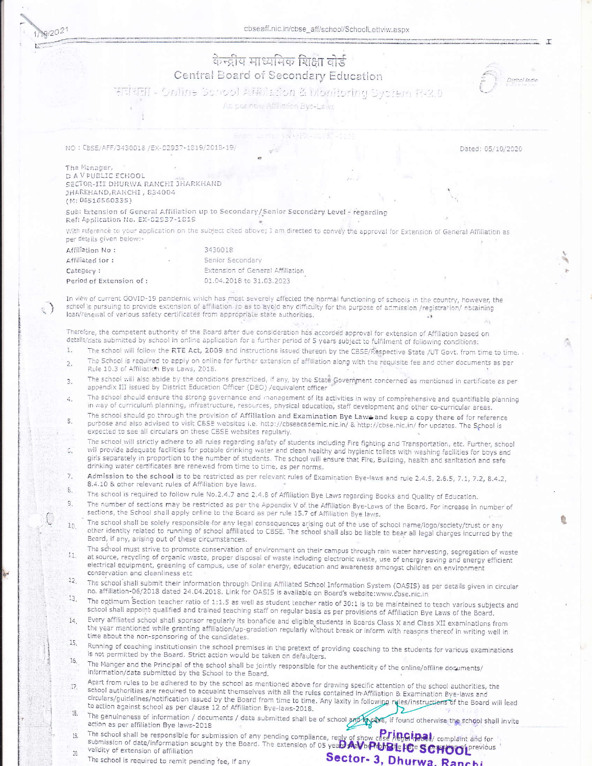# केन्द्रीय माध्यमिक शिक्षा बोर्ड

## Central Board of Secondary Education

सारांश - Online School Affiliation & Monitoring System R-2.0

As per new Affiliation Bye-Laws

NO : CBSE/AFF/3430018 /EX-02937-1819/2018-19/ Dated: 05/10/2020

The Manager,
D A V PUBLIC SCHOOL
SECTOR-III DHURWA RANCHI JHARKHAND
JHARKHAND,RANCHI , 834004
(M: 06516560335)

Sub: Extension of General Affiliation up to Secondary/Senior Secondary Level - regarding
Ref: Application No. EX-02937-1819

With reference to your application on the subject cited above; I am directed to convey the approval for Extension of General Affiliation as per details given below:-

| | |
|---|---|
| Affiliation No : | 3430018 |
| Affiliated for : | Senior Secondary |
| Category : | Extension of General Affiliation |
| Period of Extension of : | 01.04.2018 to 31.03.2023 |

In view of current COVID-19 pandemic which has most severely affected the normal functioning of schools in the country, however, the school is pursuing to provide extension of affiliation so as to avoid any difficulty for the purpose of admission /registration/ obtaining loan/renewal of various safety certificates from appropriate state authorities.

Therefore, the competent authority of the Board after due consideration has accorded approval for extension of Affiliation based on details/data submitted by school in online application for a further period of 5 years subject to fulfilment of following conditions:

1. The school will follow the **RTE Act, 2009** and instructions issued thereon by the CBSE/Respective State /UT Govt. from time to time.
2. The School is required to apply on online for further extension of affiliation along with the requisite fee and other documents as per Rule 10.3 of Affiliation Bye Laws, 2018.
3. The school will also abide by the conditions prescribed, if any, by the State Government concerned as mentioned in certificate as per appendix III issued by District Education Officer (DEO) /equivalent officer
4. The school should ensure the strong governance and management of its activities in way of comprehensive and quantifiable planning in way of curriculum planning, infrastructure, resources, physical education, staff development and other co-curricular areas.
5. The school should go through the provision of **Affiliation and Examination Bye Laws** and keep a copy there of for reference purpose and also advised to visit CBSE websites i.e. http://cbseacademic.nic.in/ & http://cbse.nic.in/ for updates. The School is expected to see all circulars on these CBSE websites regularly.
6. The school will strictly adhere to all rules regarding safety of students including Fire fighting and Transportation, etc. Further, school will provide adequate facilities for potable drinking water and clean healthy and hygienic toilets with washing facilities for boys and girls separately in proportion to the number of students. The school will ensure that Fire, Building, health and sanitation and safe drinking water certificates are renewed from time to time, as per norms.
7. **Admission to the school** is to be restricted as per relevant rules of Examination Bye-laws and rule 2.4.5, 2.6.5, 7.1, 7.2, 8.4.2, 8.4.10 & other relevant rules of Affiliation bye laws.
8. The school is required to follow rule No.2.4.7 and 2.4.8 of Affiliation Bye Laws regarding Books and Quality of Education.
9. The number of sections may be restricted as per the Appendix V of the Affiliation Bye-Laws of the Board. For increase in number of sections, the School shall apply online to the Board as per rule 15.7 of Affiliation Bye laws.
10. The school shall be solely responsible for any legal consequences arising out of the use of school name/logo/society/trust or any other identity related to running of school affiliated to CBSE. The school shall also be liable to bear all legal charges incurred by the Board, if any, arising out of these circumstances.
11. The school must strive to promote conservation of environment on their campus through rain water harvesting, segregation of waste at source, recycling of organic waste, proper disposal of waste including electronic waste, use of energy saving and energy efficient electrical equipment, greening of campus, use of solar energy, education and awareness amongst children on environment conservation and cleanliness etc
12. The school shall submit their information through Online Affiliated School Information System (OASIS) as per details given in circular no. affiliation-06/2018 dated 24.04.2018. Link for OASIS is available on Board's website:www.cbse.nic.in
13. The optimum Section teacher ratio of 1:1.5 as well as student teacher ratio of 30:1 is to be maintained to teach various subjects and school shall appoint qualified and trained teaching staff on regular basis as per provisions of Affiliation Bye Laws of the Board.
14. Every affiliated school shall sponsor regularly its bonafide and eligible students in Boards Class X and Class XII examinations from the year mentioned while granting affiliation/up-gradation regularly without break or inform with reasons thereof in writing well in time about the non-sponsoring of the candidates.
15. Running of coaching institutionsin the school premises in the pretext of providing coaching to the students for various examinations is not permitted by the Board. Strict action would be taken on defaulters.
16. The Manger and the Principal of the school shall be jointly responsible for the authenticity of the online/offline documents/ information/data submitted by the School to the Board.
17. Apart from rules to be adhered to by the school as mentioned above for drawing specific attention of the school authorities, the school authorities are required to acquaint themselves with all the rules contained in Affiliation & Examination Bye-laws and circulars/guidelines/notification issued by the Board from time to time. Any laxity in following rules/instructions of the Board will lead to action against school as per clause 12 of Affiliation Bye-laws-2018.
18. The genuineness of information / documents / data submitted shall be of school and in case, if found otherwise the school shall invite action as per affiliation Bye laws-2018
19. The school shall be responsible for submission of any pending compliance, reply of show case /legal notice/ complaint and for submission of date/information sought by the Board. The extension of 05 years may be from the date of cessation of previous validity of extension of affiliation
20. The school is required to remit pending fee, if any

**Principal**
**DAV PUBLIC SCHOOL**
**Sector- 3, Dhurwa, Ranchi**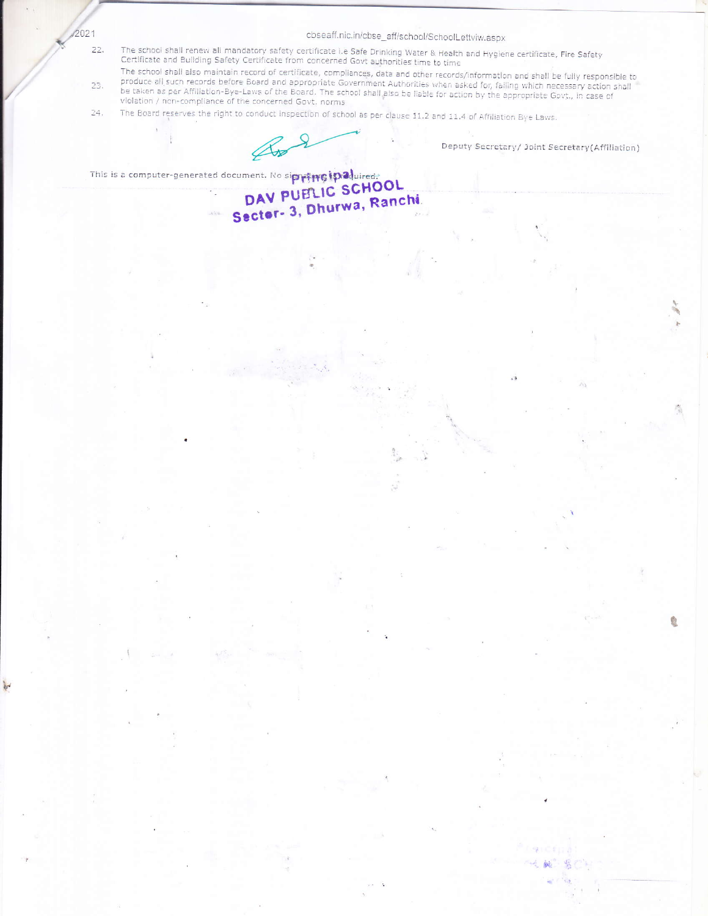22. The school shall renew all mandatory safety certificate i.e Safe Drinking Water & Health and Hygiene certificate, Fire Safety Certificate and Building Safety Certificate from concerned Govt authorities time to time

23. The school shall also maintain record of certificate, compliances, data and other records/information and shall be fully responsible to produce all such records before Board and appropriate Government Authorities when asked for, failing which necessary action shall be taken as per Affiliation-Bye-Laws of the Board. The school shall also be liable for action by the appropriate Govt., in case of violation / non-compliance of the concerned Govt. norms

24. The Board reserves the right to conduct inspection of school as per clause 11.2 and 11.4 of Affiliation Bye Laws.

Deputy Secretary/ Joint Secretary(Affiliation)

This is a computer-generated document. No signature is required.

Principal
DAV PUBLIC SCHOOL
Sector- 3, Dhurwa, Ranchi